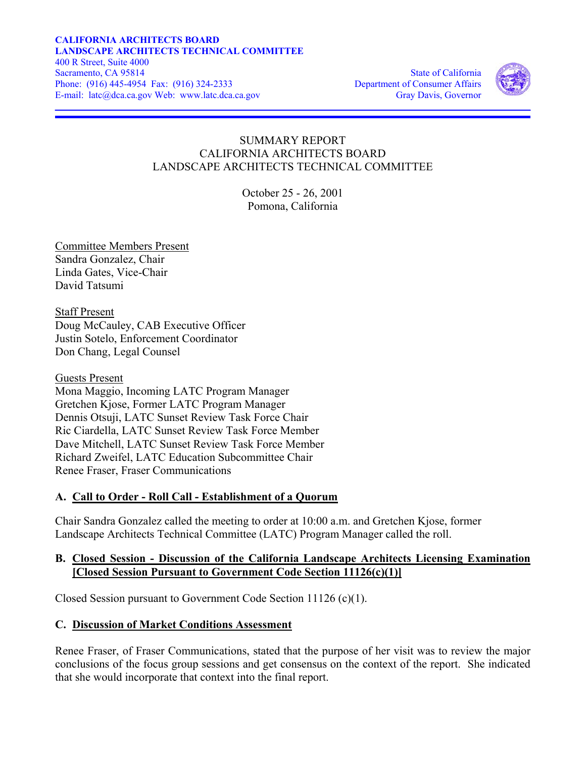**CALIFORNIA ARCHITECTS BOARD**
**LANDSCAPE ARCHITECTS TECHNICAL COMMITTEE**
400 R Street, Suite 4000
Sacramento, CA 95814
Phone: (916) 445-4954 Fax: (916) 324-2333
E-mail: latc@dca.ca.gov Web: www.latc.dca.ca.gov

State of California
Department of Consumer Affairs
Gray Davis, Governor

SUMMARY REPORT
CALIFORNIA ARCHITECTS BOARD
LANDSCAPE ARCHITECTS TECHNICAL COMMITTEE

October 25 - 26, 2001
Pomona, California

Committee Members Present
Sandra Gonzalez, Chair
Linda Gates, Vice-Chair
David Tatsumi

Staff Present
Doug McCauley, CAB Executive Officer
Justin Sotelo, Enforcement Coordinator
Don Chang, Legal Counsel

Guests Present
Mona Maggio, Incoming LATC Program Manager
Gretchen Kjose, Former LATC Program Manager
Dennis Otsuji, LATC Sunset Review Task Force Chair
Ric Ciardella, LATC Sunset Review Task Force Member
Dave Mitchell, LATC Sunset Review Task Force Member
Richard Zweifel, LATC Education Subcommittee Chair
Renee Fraser, Fraser Communications

## A. Call to Order - Roll Call - Establishment of a Quorum

Chair Sandra Gonzalez called the meeting to order at 10:00 a.m. and Gretchen Kjose, former Landscape Architects Technical Committee (LATC) Program Manager called the roll.

## B. Closed Session - Discussion of the California Landscape Architects Licensing Examination [Closed Session Pursuant to Government Code Section 11126(c)(1)]

Closed Session pursuant to Government Code Section 11126 (c)(1).

## C. Discussion of Market Conditions Assessment

Renee Fraser, of Fraser Communications, stated that the purpose of her visit was to review the major conclusions of the focus group sessions and get consensus on the context of the report. She indicated that she would incorporate that context into the final report.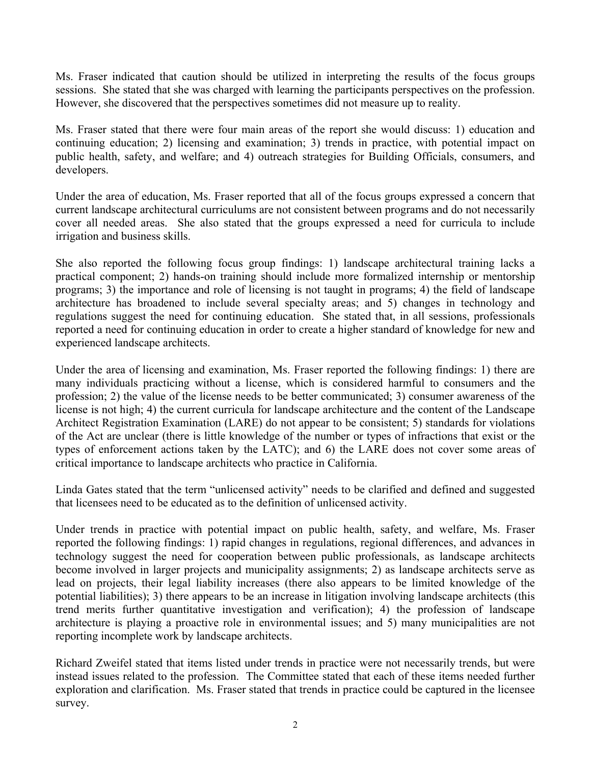Ms. Fraser indicated that caution should be utilized in interpreting the results of the focus groups sessions. She stated that she was charged with learning the participants perspectives on the profession. However, she discovered that the perspectives sometimes did not measure up to reality.

Ms. Fraser stated that there were four main areas of the report she would discuss: 1) education and continuing education; 2) licensing and examination; 3) trends in practice, with potential impact on public health, safety, and welfare; and 4) outreach strategies for Building Officials, consumers, and developers.

Under the area of education, Ms. Fraser reported that all of the focus groups expressed a concern that current landscape architectural curriculums are not consistent between programs and do not necessarily cover all needed areas. She also stated that the groups expressed a need for curricula to include irrigation and business skills.

She also reported the following focus group findings: 1) landscape architectural training lacks a practical component; 2) hands-on training should include more formalized internship or mentorship programs; 3) the importance and role of licensing is not taught in programs; 4) the field of landscape architecture has broadened to include several specialty areas; and 5) changes in technology and regulations suggest the need for continuing education. She stated that, in all sessions, professionals reported a need for continuing education in order to create a higher standard of knowledge for new and experienced landscape architects.

Under the area of licensing and examination, Ms. Fraser reported the following findings: 1) there are many individuals practicing without a license, which is considered harmful to consumers and the profession; 2) the value of the license needs to be better communicated; 3) consumer awareness of the license is not high; 4) the current curricula for landscape architecture and the content of the Landscape Architect Registration Examination (LARE) do not appear to be consistent; 5) standards for violations of the Act are unclear (there is little knowledge of the number or types of infractions that exist or the types of enforcement actions taken by the LATC); and 6) the LARE does not cover some areas of critical importance to landscape architects who practice in California.

Linda Gates stated that the term "unlicensed activity" needs to be clarified and defined and suggested that licensees need to be educated as to the definition of unlicensed activity.

Under trends in practice with potential impact on public health, safety, and welfare, Ms. Fraser reported the following findings: 1) rapid changes in regulations, regional differences, and advances in technology suggest the need for cooperation between public professionals, as landscape architects become involved in larger projects and municipality assignments; 2) as landscape architects serve as lead on projects, their legal liability increases (there also appears to be limited knowledge of the potential liabilities); 3) there appears to be an increase in litigation involving landscape architects (this trend merits further quantitative investigation and verification); 4) the profession of landscape architecture is playing a proactive role in environmental issues; and 5) many municipalities are not reporting incomplete work by landscape architects.

Richard Zweifel stated that items listed under trends in practice were not necessarily trends, but were instead issues related to the profession. The Committee stated that each of these items needed further exploration and clarification. Ms. Fraser stated that trends in practice could be captured in the licensee survey.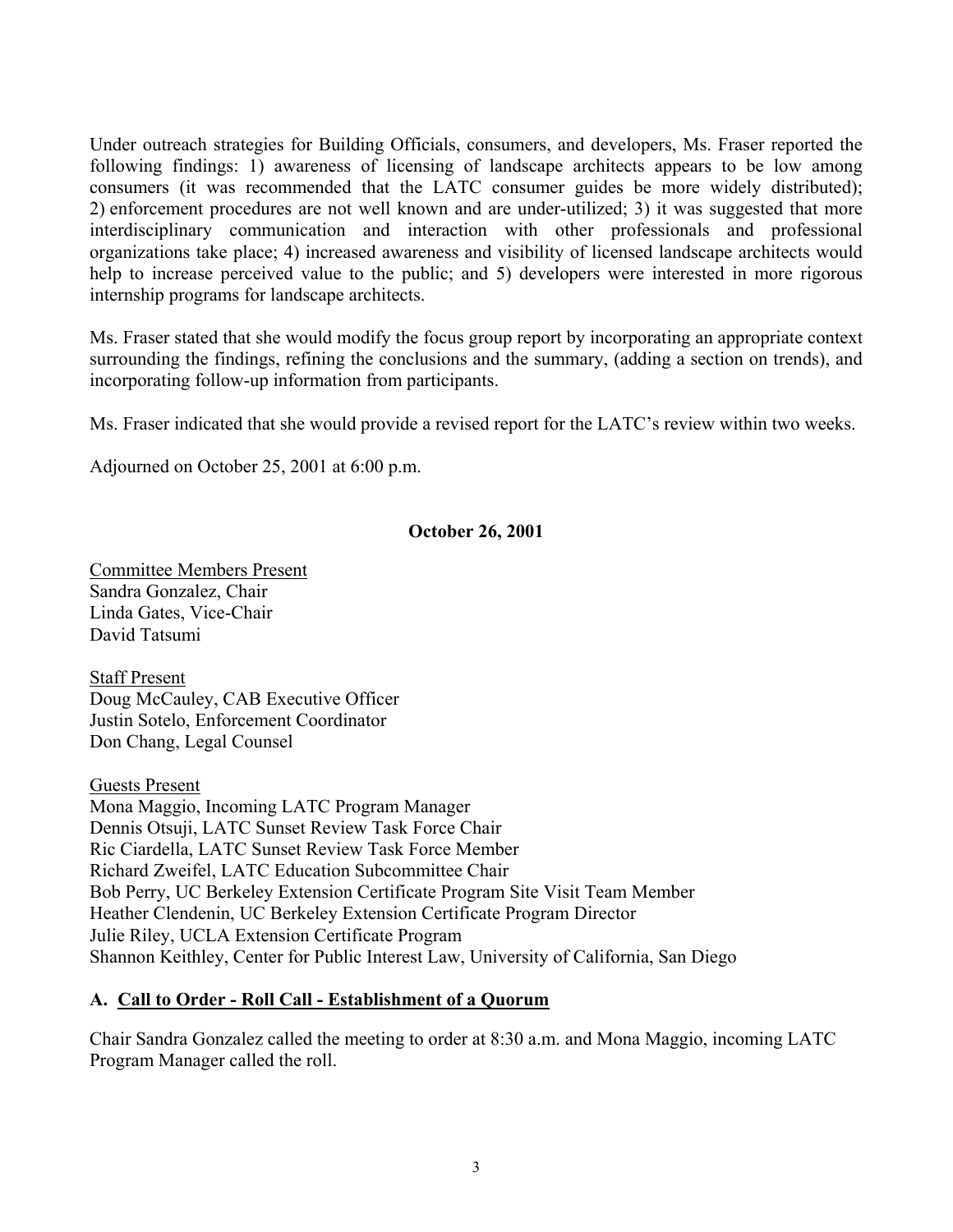Under outreach strategies for Building Officials, consumers, and developers, Ms. Fraser reported the following findings: 1) awareness of licensing of landscape architects appears to be low among consumers (it was recommended that the LATC consumer guides be more widely distributed); 2) enforcement procedures are not well known and are under-utilized; 3) it was suggested that more interdisciplinary communication and interaction with other professionals and professional organizations take place; 4) increased awareness and visibility of licensed landscape architects would help to increase perceived value to the public; and 5) developers were interested in more rigorous internship programs for landscape architects.

Ms. Fraser stated that she would modify the focus group report by incorporating an appropriate context surrounding the findings, refining the conclusions and the summary, (adding a section on trends), and incorporating follow-up information from participants.

Ms. Fraser indicated that she would provide a revised report for the LATC's review within two weeks.

Adjourned on October 25, 2001 at 6:00 p.m.

**October 26, 2001**

Committee Members Present
Sandra Gonzalez, Chair
Linda Gates, Vice-Chair
David Tatsumi

Staff Present
Doug McCauley, CAB Executive Officer
Justin Sotelo, Enforcement Coordinator
Don Chang, Legal Counsel

Guests Present
Mona Maggio, Incoming LATC Program Manager
Dennis Otsuji, LATC Sunset Review Task Force Chair
Ric Ciardella, LATC Sunset Review Task Force Member
Richard Zweifel, LATC Education Subcommittee Chair
Bob Perry, UC Berkeley Extension Certificate Program Site Visit Team Member
Heather Clendenin, UC Berkeley Extension Certificate Program Director
Julie Riley, UCLA Extension Certificate Program
Shannon Keithley, Center for Public Interest Law, University of California, San Diego

## A. Call to Order - Roll Call - Establishment of a Quorum

Chair Sandra Gonzalez called the meeting to order at 8:30 a.m. and Mona Maggio, incoming LATC Program Manager called the roll.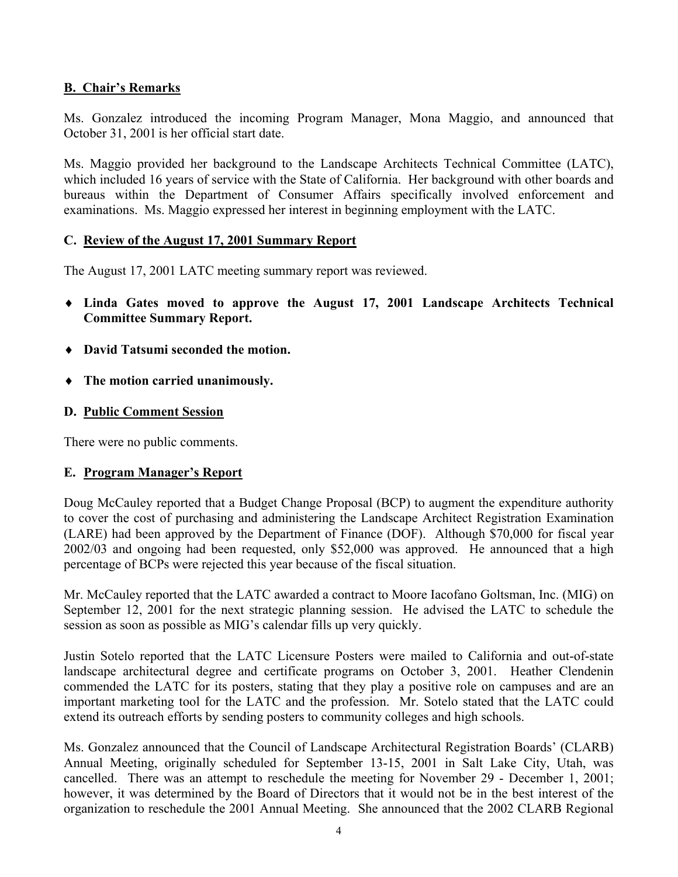## B. Chair's Remarks

Ms. Gonzalez introduced the incoming Program Manager, Mona Maggio, and announced that October 31, 2001 is her official start date.

Ms. Maggio provided her background to the Landscape Architects Technical Committee (LATC), which included 16 years of service with the State of California. Her background with other boards and bureaus within the Department of Consumer Affairs specifically involved enforcement and examinations. Ms. Maggio expressed her interest in beginning employment with the LATC.

## C. Review of the August 17, 2001 Summary Report

The August 17, 2001 LATC meeting summary report was reviewed.

- **Linda Gates moved to approve the August 17, 2001 Landscape Architects Technical Committee Summary Report.**
- **David Tatsumi seconded the motion.**
- **The motion carried unanimously.**

## D. Public Comment Session

There were no public comments.

## E. Program Manager's Report

Doug McCauley reported that a Budget Change Proposal (BCP) to augment the expenditure authority to cover the cost of purchasing and administering the Landscape Architect Registration Examination (LARE) had been approved by the Department of Finance (DOF). Although $70,000 for fiscal year 2002/03 and ongoing had been requested, only $52,000 was approved. He announced that a high percentage of BCPs were rejected this year because of the fiscal situation.

Mr. McCauley reported that the LATC awarded a contract to Moore Iacofano Goltsman, Inc. (MIG) on September 12, 2001 for the next strategic planning session. He advised the LATC to schedule the session as soon as possible as MIG's calendar fills up very quickly.

Justin Sotelo reported that the LATC Licensure Posters were mailed to California and out-of-state landscape architectural degree and certificate programs on October 3, 2001. Heather Clendenin commended the LATC for its posters, stating that they play a positive role on campuses and are an important marketing tool for the LATC and the profession. Mr. Sotelo stated that the LATC could extend its outreach efforts by sending posters to community colleges and high schools.

Ms. Gonzalez announced that the Council of Landscape Architectural Registration Boards' (CLARB) Annual Meeting, originally scheduled for September 13-15, 2001 in Salt Lake City, Utah, was cancelled. There was an attempt to reschedule the meeting for November 29 - December 1, 2001; however, it was determined by the Board of Directors that it would not be in the best interest of the organization to reschedule the 2001 Annual Meeting. She announced that the 2002 CLARB Regional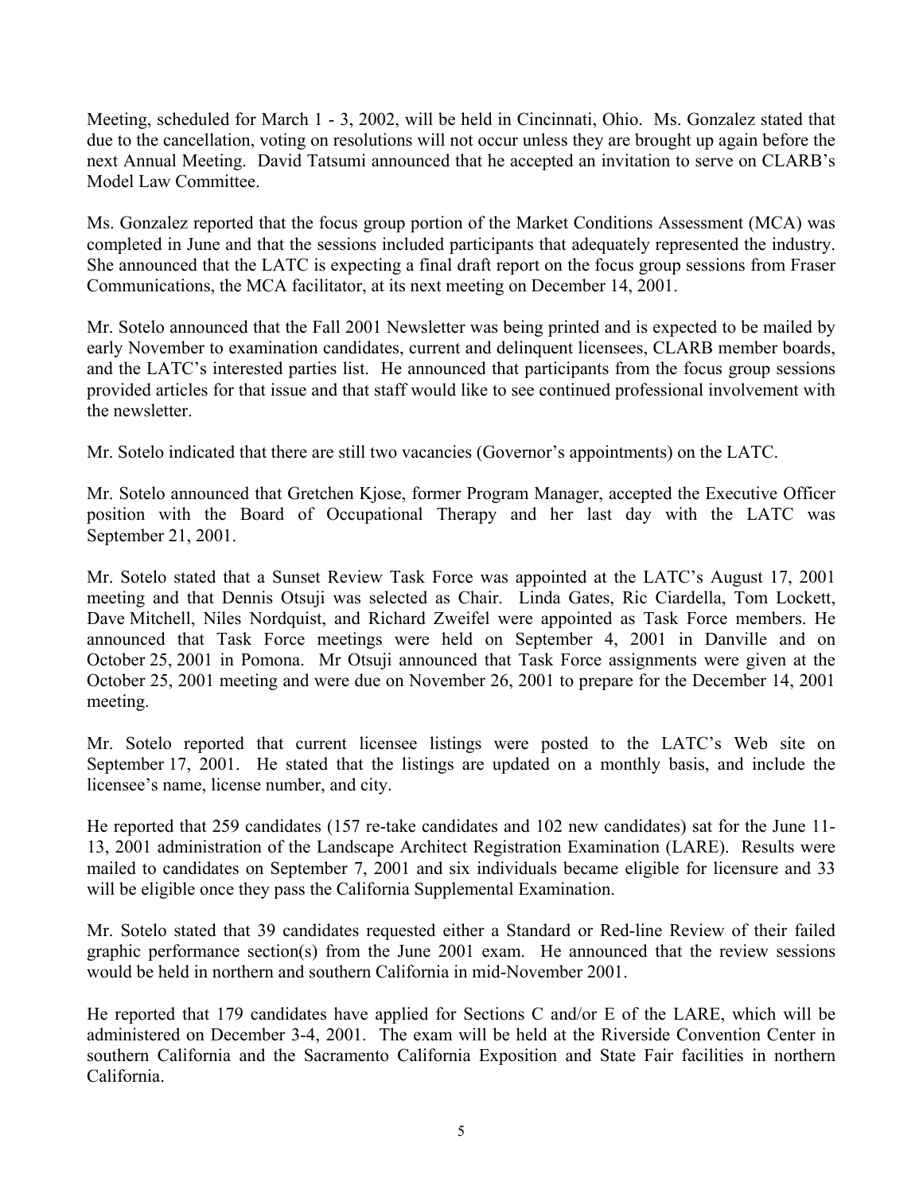Meeting, scheduled for March 1 - 3, 2002, will be held in Cincinnati, Ohio. Ms. Gonzalez stated that due to the cancellation, voting on resolutions will not occur unless they are brought up again before the next Annual Meeting. David Tatsumi announced that he accepted an invitation to serve on CLARB's Model Law Committee.

Ms. Gonzalez reported that the focus group portion of the Market Conditions Assessment (MCA) was completed in June and that the sessions included participants that adequately represented the industry. She announced that the LATC is expecting a final draft report on the focus group sessions from Fraser Communications, the MCA facilitator, at its next meeting on December 14, 2001.

Mr. Sotelo announced that the Fall 2001 Newsletter was being printed and is expected to be mailed by early November to examination candidates, current and delinquent licensees, CLARB member boards, and the LATC's interested parties list. He announced that participants from the focus group sessions provided articles for that issue and that staff would like to see continued professional involvement with the newsletter.

Mr. Sotelo indicated that there are still two vacancies (Governor's appointments) on the LATC.

Mr. Sotelo announced that Gretchen Kjose, former Program Manager, accepted the Executive Officer position with the Board of Occupational Therapy and her last day with the LATC was September 21, 2001.

Mr. Sotelo stated that a Sunset Review Task Force was appointed at the LATC's August 17, 2001 meeting and that Dennis Otsuji was selected as Chair. Linda Gates, Ric Ciardella, Tom Lockett, Dave Mitchell, Niles Nordquist, and Richard Zweifel were appointed as Task Force members. He announced that Task Force meetings were held on September 4, 2001 in Danville and on October 25, 2001 in Pomona. Mr Otsuji announced that Task Force assignments were given at the October 25, 2001 meeting and were due on November 26, 2001 to prepare for the December 14, 2001 meeting.

Mr. Sotelo reported that current licensee listings were posted to the LATC's Web site on September 17, 2001. He stated that the listings are updated on a monthly basis, and include the licensee's name, license number, and city.

He reported that 259 candidates (157 re-take candidates and 102 new candidates) sat for the June 11-13, 2001 administration of the Landscape Architect Registration Examination (LARE). Results were mailed to candidates on September 7, 2001 and six individuals became eligible for licensure and 33 will be eligible once they pass the California Supplemental Examination.

Mr. Sotelo stated that 39 candidates requested either a Standard or Red-line Review of their failed graphic performance section(s) from the June 2001 exam. He announced that the review sessions would be held in northern and southern California in mid-November 2001.

He reported that 179 candidates have applied for Sections C and/or E of the LARE, which will be administered on December 3-4, 2001. The exam will be held at the Riverside Convention Center in southern California and the Sacramento California Exposition and State Fair facilities in northern California.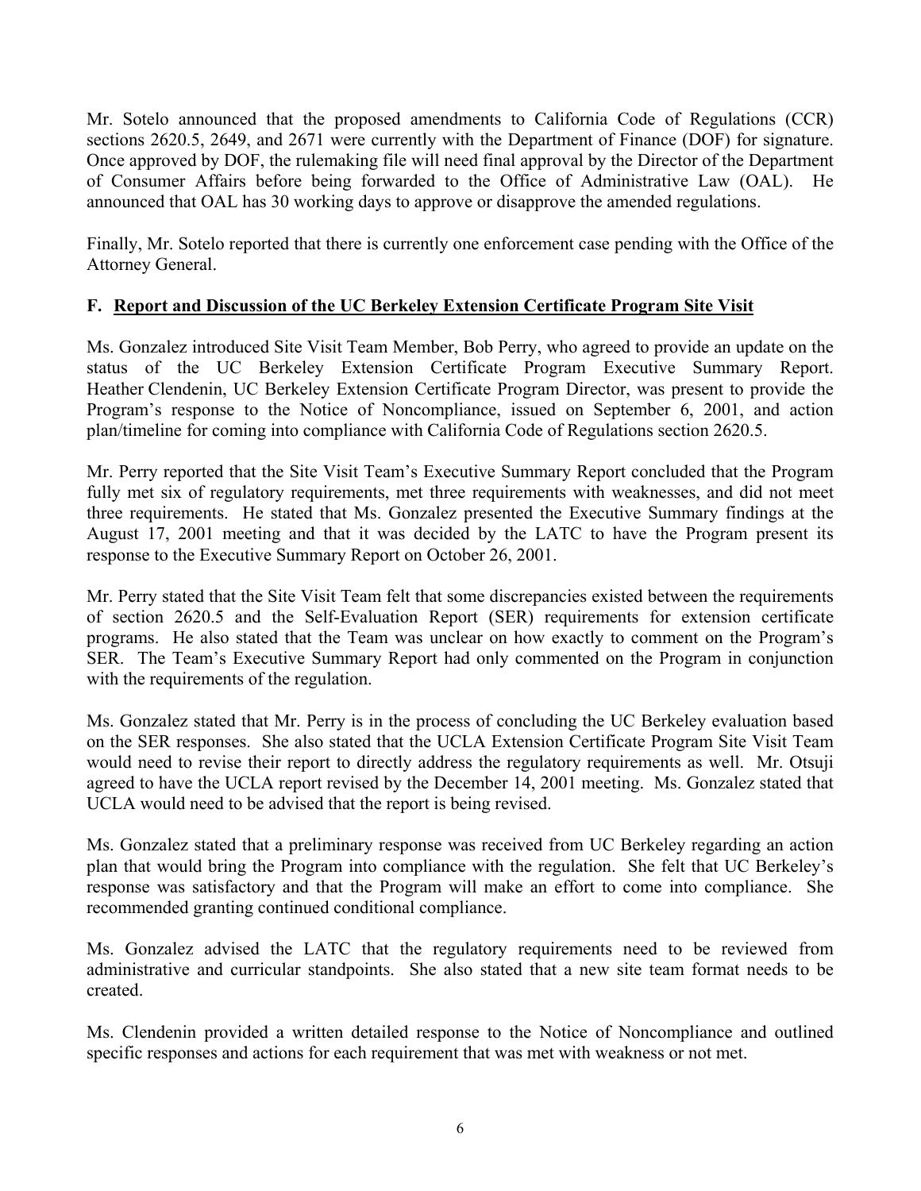Mr. Sotelo announced that the proposed amendments to California Code of Regulations (CCR) sections 2620.5, 2649, and 2671 were currently with the Department of Finance (DOF) for signature. Once approved by DOF, the rulemaking file will need final approval by the Director of the Department of Consumer Affairs before being forwarded to the Office of Administrative Law (OAL). He announced that OAL has 30 working days to approve or disapprove the amended regulations.

Finally, Mr. Sotelo reported that there is currently one enforcement case pending with the Office of the Attorney General.

**F. Report and Discussion of the UC Berkeley Extension Certificate Program Site Visit**

Ms. Gonzalez introduced Site Visit Team Member, Bob Perry, who agreed to provide an update on the status of the UC Berkeley Extension Certificate Program Executive Summary Report. Heather Clendenin, UC Berkeley Extension Certificate Program Director, was present to provide the Program's response to the Notice of Noncompliance, issued on September 6, 2001, and action plan/timeline for coming into compliance with California Code of Regulations section 2620.5.

Mr. Perry reported that the Site Visit Team's Executive Summary Report concluded that the Program fully met six of regulatory requirements, met three requirements with weaknesses, and did not meet three requirements. He stated that Ms. Gonzalez presented the Executive Summary findings at the August 17, 2001 meeting and that it was decided by the LATC to have the Program present its response to the Executive Summary Report on October 26, 2001.

Mr. Perry stated that the Site Visit Team felt that some discrepancies existed between the requirements of section 2620.5 and the Self-Evaluation Report (SER) requirements for extension certificate programs. He also stated that the Team was unclear on how exactly to comment on the Program's SER. The Team's Executive Summary Report had only commented on the Program in conjunction with the requirements of the regulation.

Ms. Gonzalez stated that Mr. Perry is in the process of concluding the UC Berkeley evaluation based on the SER responses. She also stated that the UCLA Extension Certificate Program Site Visit Team would need to revise their report to directly address the regulatory requirements as well. Mr. Otsuji agreed to have the UCLA report revised by the December 14, 2001 meeting. Ms. Gonzalez stated that UCLA would need to be advised that the report is being revised.

Ms. Gonzalez stated that a preliminary response was received from UC Berkeley regarding an action plan that would bring the Program into compliance with the regulation. She felt that UC Berkeley's response was satisfactory and that the Program will make an effort to come into compliance. She recommended granting continued conditional compliance.

Ms. Gonzalez advised the LATC that the regulatory requirements need to be reviewed from administrative and curricular standpoints. She also stated that a new site team format needs to be created.

Ms. Clendenin provided a written detailed response to the Notice of Noncompliance and outlined specific responses and actions for each requirement that was met with weakness or not met.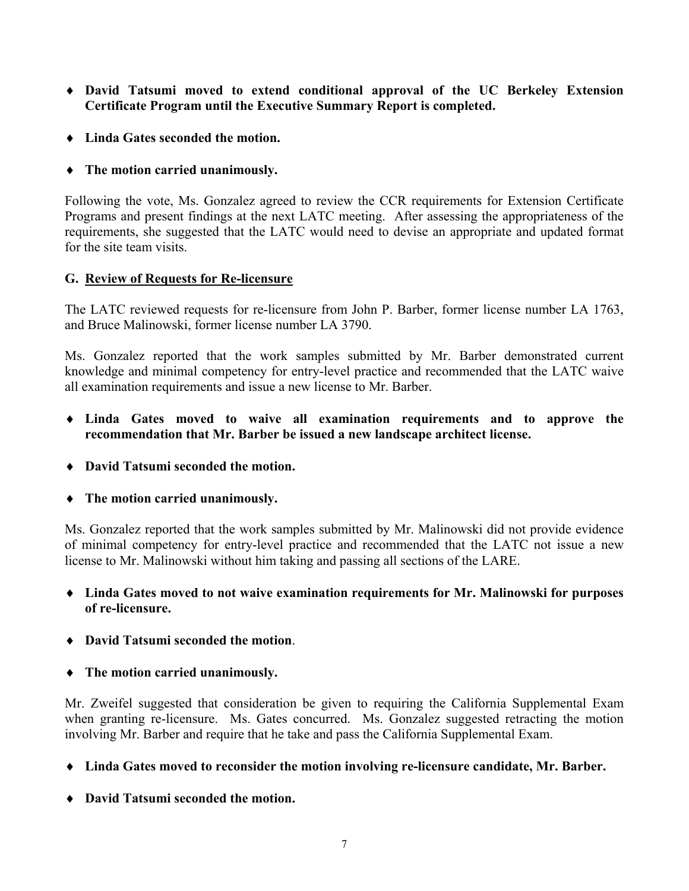- **David Tatsumi moved to extend conditional approval of the UC Berkeley Extension Certificate Program until the Executive Summary Report is completed.**
- **Linda Gates seconded the motion.**
- **The motion carried unanimously.**

Following the vote, Ms. Gonzalez agreed to review the CCR requirements for Extension Certificate Programs and present findings at the next LATC meeting. After assessing the appropriateness of the requirements, she suggested that the LATC would need to devise an appropriate and updated format for the site team visits.

**G. <u>Review of Requests for Re-licensure</u>**

The LATC reviewed requests for re-licensure from John P. Barber, former license number LA 1763, and Bruce Malinowski, former license number LA 3790.

Ms. Gonzalez reported that the work samples submitted by Mr. Barber demonstrated current knowledge and minimal competency for entry-level practice and recommended that the LATC waive all examination requirements and issue a new license to Mr. Barber.

- **Linda Gates moved to waive all examination requirements and to approve the recommendation that Mr. Barber be issued a new landscape architect license.**
- **David Tatsumi seconded the motion.**
- **The motion carried unanimously.**

Ms. Gonzalez reported that the work samples submitted by Mr. Malinowski did not provide evidence of minimal competency for entry-level practice and recommended that the LATC not issue a new license to Mr. Malinowski without him taking and passing all sections of the LARE.

- **Linda Gates moved to not waive examination requirements for Mr. Malinowski for purposes of re-licensure.**
- **David Tatsumi seconded the motion**.
- **The motion carried unanimously.**

Mr. Zweifel suggested that consideration be given to requiring the California Supplemental Exam when granting re-licensure. Ms. Gates concurred. Ms. Gonzalez suggested retracting the motion involving Mr. Barber and require that he take and pass the California Supplemental Exam.

- **Linda Gates moved to reconsider the motion involving re-licensure candidate, Mr. Barber.**
- **David Tatsumi seconded the motion.**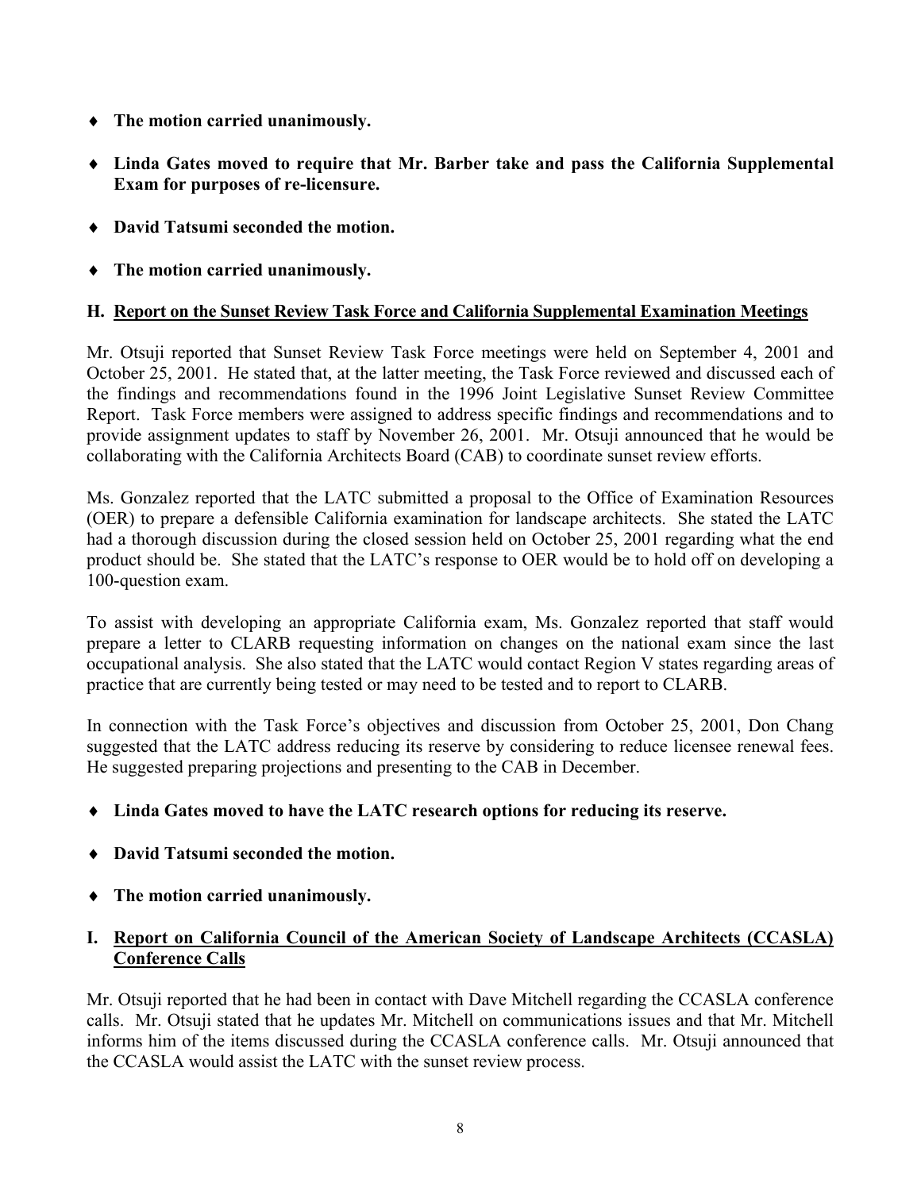- **The motion carried unanimously.**
- **Linda Gates moved to require that Mr. Barber take and pass the California Supplemental Exam for purposes of re-licensure.**
- **David Tatsumi seconded the motion.**
- **The motion carried unanimously.**

**H. <u>Report on the Sunset Review Task Force and California Supplemental Examination Meetings</u>**

Mr. Otsuji reported that Sunset Review Task Force meetings were held on September 4, 2001 and October 25, 2001. He stated that, at the latter meeting, the Task Force reviewed and discussed each of the findings and recommendations found in the 1996 Joint Legislative Sunset Review Committee Report. Task Force members were assigned to address specific findings and recommendations and to provide assignment updates to staff by November 26, 2001. Mr. Otsuji announced that he would be collaborating with the California Architects Board (CAB) to coordinate sunset review efforts.

Ms. Gonzalez reported that the LATC submitted a proposal to the Office of Examination Resources (OER) to prepare a defensible California examination for landscape architects. She stated the LATC had a thorough discussion during the closed session held on October 25, 2001 regarding what the end product should be. She stated that the LATC's response to OER would be to hold off on developing a 100-question exam.

To assist with developing an appropriate California exam, Ms. Gonzalez reported that staff would prepare a letter to CLARB requesting information on changes on the national exam since the last occupational analysis. She also stated that the LATC would contact Region V states regarding areas of practice that are currently being tested or may need to be tested and to report to CLARB.

In connection with the Task Force's objectives and discussion from October 25, 2001, Don Chang suggested that the LATC address reducing its reserve by considering to reduce licensee renewal fees. He suggested preparing projections and presenting to the CAB in December.

- **Linda Gates moved to have the LATC research options for reducing its reserve.**
- **David Tatsumi seconded the motion.**
- **The motion carried unanimously.**

**I. <u>Report on California Council of the American Society of Landscape Architects (CCASLA) Conference Calls</u>**

Mr. Otsuji reported that he had been in contact with Dave Mitchell regarding the CCASLA conference calls. Mr. Otsuji stated that he updates Mr. Mitchell on communications issues and that Mr. Mitchell informs him of the items discussed during the CCASLA conference calls. Mr. Otsuji announced that the CCASLA would assist the LATC with the sunset review process.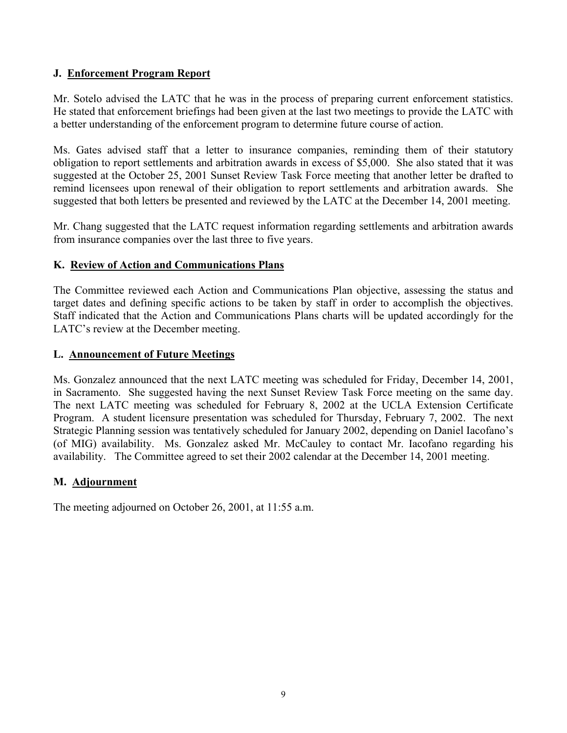**J. Enforcement Program Report**

Mr. Sotelo advised the LATC that he was in the process of preparing current enforcement statistics. He stated that enforcement briefings had been given at the last two meetings to provide the LATC with a better understanding of the enforcement program to determine future course of action.

Ms. Gates advised staff that a letter to insurance companies, reminding them of their statutory obligation to report settlements and arbitration awards in excess of $5,000. She also stated that it was suggested at the October 25, 2001 Sunset Review Task Force meeting that another letter be drafted to remind licensees upon renewal of their obligation to report settlements and arbitration awards. She suggested that both letters be presented and reviewed by the LATC at the December 14, 2001 meeting.

Mr. Chang suggested that the LATC request information regarding settlements and arbitration awards from insurance companies over the last three to five years.

**K. Review of Action and Communications Plans**

The Committee reviewed each Action and Communications Plan objective, assessing the status and target dates and defining specific actions to be taken by staff in order to accomplish the objectives. Staff indicated that the Action and Communications Plans charts will be updated accordingly for the LATC's review at the December meeting.

**L. Announcement of Future Meetings**

Ms. Gonzalez announced that the next LATC meeting was scheduled for Friday, December 14, 2001, in Sacramento. She suggested having the next Sunset Review Task Force meeting on the same day. The next LATC meeting was scheduled for February 8, 2002 at the UCLA Extension Certificate Program. A student licensure presentation was scheduled for Thursday, February 7, 2002. The next Strategic Planning session was tentatively scheduled for January 2002, depending on Daniel Iacofano's (of MIG) availability. Ms. Gonzalez asked Mr. McCauley to contact Mr. Iacofano regarding his availability. The Committee agreed to set their 2002 calendar at the December 14, 2001 meeting.

**M. Adjournment**

The meeting adjourned on October 26, 2001, at 11:55 a.m.